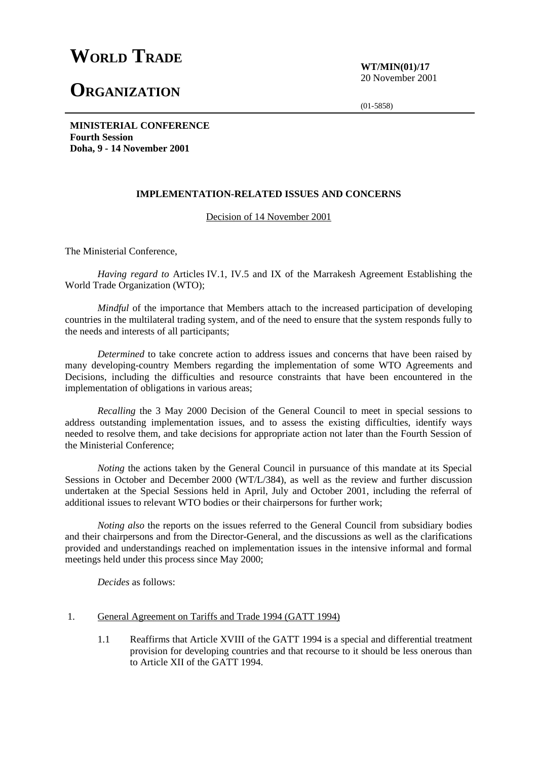# WORLD TRADE ORGANIZATION

**WT/MIN(01)/17**
20 November 2001

(01-5858)

**MINISTERIAL CONFERENCE**
**Fourth Session**
**Doha, 9 - 14 November 2001**

## IMPLEMENTATION-RELATED ISSUES AND CONCERNS

Decision of 14 November 2001

The Ministerial Conference,

*Having regard to* Articles IV.1, IV.5 and IX of the Marrakesh Agreement Establishing the World Trade Organization (WTO);

*Mindful* of the importance that Members attach to the increased participation of developing countries in the multilateral trading system, and of the need to ensure that the system responds fully to the needs and interests of all participants;

*Determined* to take concrete action to address issues and concerns that have been raised by many developing-country Members regarding the implementation of some WTO Agreements and Decisions, including the difficulties and resource constraints that have been encountered in the implementation of obligations in various areas;

*Recalling* the 3 May 2000 Decision of the General Council to meet in special sessions to address outstanding implementation issues, and to assess the existing difficulties, identify ways needed to resolve them, and take decisions for appropriate action not later than the Fourth Session of the Ministerial Conference;

*Noting* the actions taken by the General Council in pursuance of this mandate at its Special Sessions in October and December 2000 (WT/L/384), as well as the review and further discussion undertaken at the Special Sessions held in April, July and October 2001, including the referral of additional issues to relevant WTO bodies or their chairpersons for further work;

*Noting also* the reports on the issues referred to the General Council from subsidiary bodies and their chairpersons and from the Director-General, and the discussions as well as the clarifications provided and understandings reached on implementation issues in the intensive informal and formal meetings held under this process since May 2000;

*Decides* as follows:

1. General Agreement on Tariffs and Trade 1994 (GATT 1994)

   1.1 Reaffirms that Article XVIII of the GATT 1994 is a special and differential treatment provision for developing countries and that recourse to it should be less onerous than to Article XII of the GATT 1994.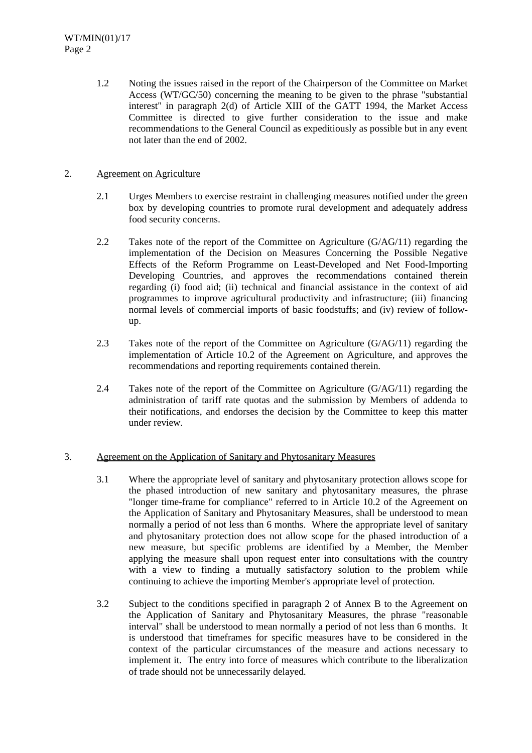1.2 Noting the issues raised in the report of the Chairperson of the Committee on Market Access (WT/GC/50) concerning the meaning to be given to the phrase "substantial interest" in paragraph 2(d) of Article XIII of the GATT 1994, the Market Access Committee is directed to give further consideration to the issue and make recommendations to the General Council as expeditiously as possible but in any event not later than the end of 2002.

2. Agreement on Agriculture

2.1 Urges Members to exercise restraint in challenging measures notified under the green box by developing countries to promote rural development and adequately address food security concerns.

2.2 Takes note of the report of the Committee on Agriculture (G/AG/11) regarding the implementation of the Decision on Measures Concerning the Possible Negative Effects of the Reform Programme on Least-Developed and Net Food-Importing Developing Countries, and approves the recommendations contained therein regarding (i) food aid; (ii) technical and financial assistance in the context of aid programmes to improve agricultural productivity and infrastructure; (iii) financing normal levels of commercial imports of basic foodstuffs; and (iv) review of follow-up.

2.3 Takes note of the report of the Committee on Agriculture (G/AG/11) regarding the implementation of Article 10.2 of the Agreement on Agriculture, and approves the recommendations and reporting requirements contained therein.

2.4 Takes note of the report of the Committee on Agriculture (G/AG/11) regarding the administration of tariff rate quotas and the submission by Members of addenda to their notifications, and endorses the decision by the Committee to keep this matter under review.

3. Agreement on the Application of Sanitary and Phytosanitary Measures

3.1 Where the appropriate level of sanitary and phytosanitary protection allows scope for the phased introduction of new sanitary and phytosanitary measures, the phrase "longer time-frame for compliance" referred to in Article 10.2 of the Agreement on the Application of Sanitary and Phytosanitary Measures, shall be understood to mean normally a period of not less than 6 months. Where the appropriate level of sanitary and phytosanitary protection does not allow scope for the phased introduction of a new measure, but specific problems are identified by a Member, the Member applying the measure shall upon request enter into consultations with the country with a view to finding a mutually satisfactory solution to the problem while continuing to achieve the importing Member's appropriate level of protection.

3.2 Subject to the conditions specified in paragraph 2 of Annex B to the Agreement on the Application of Sanitary and Phytosanitary Measures, the phrase "reasonable interval" shall be understood to mean normally a period of not less than 6 months. It is understood that timeframes for specific measures have to be considered in the context of the particular circumstances of the measure and actions necessary to implement it. The entry into force of measures which contribute to the liberalization of trade should not be unnecessarily delayed.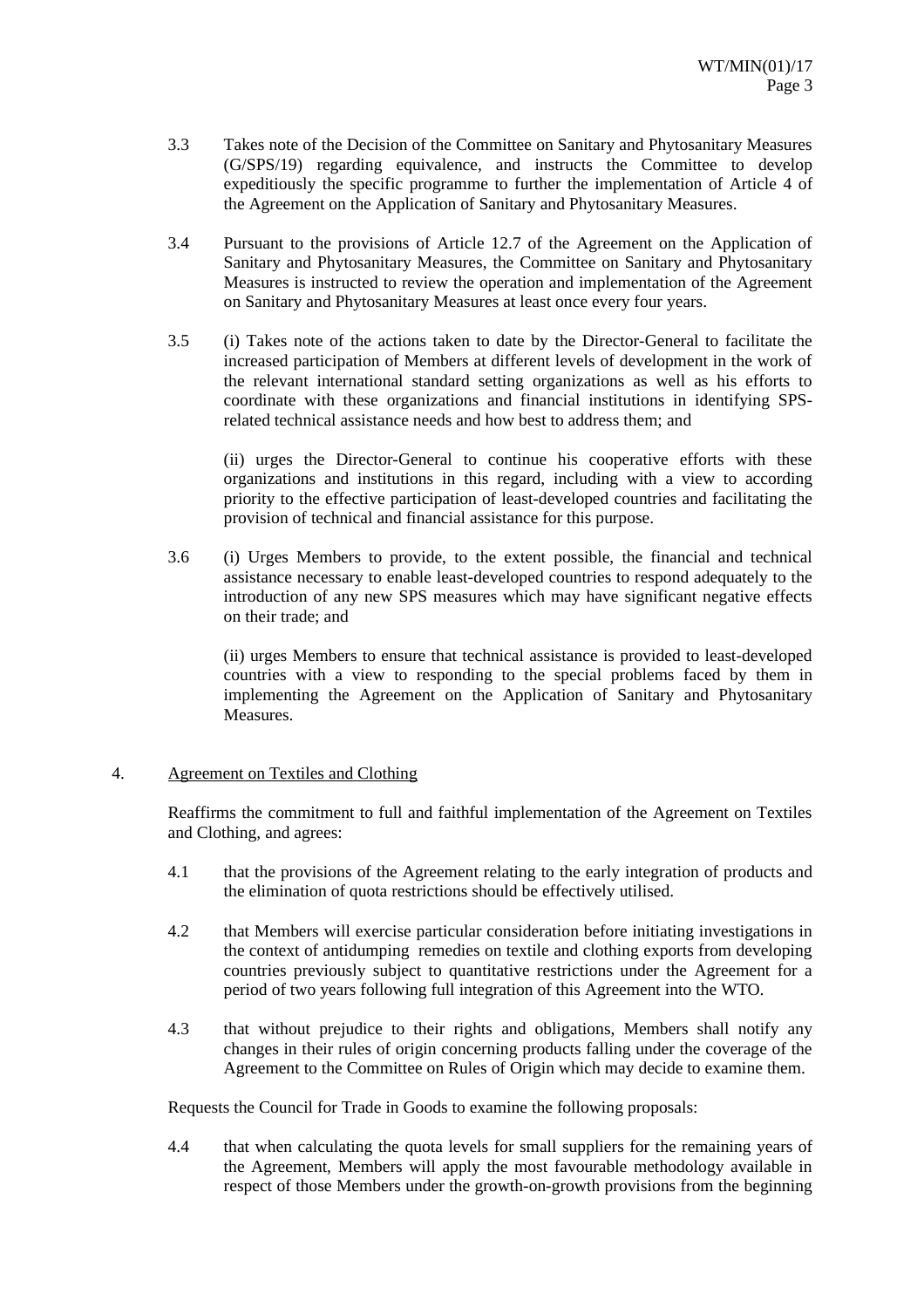3.3 Takes note of the Decision of the Committee on Sanitary and Phytosanitary Measures (G/SPS/19) regarding equivalence, and instructs the Committee to develop expeditiously the specific programme to further the implementation of Article 4 of the Agreement on the Application of Sanitary and Phytosanitary Measures.

3.4 Pursuant to the provisions of Article 12.7 of the Agreement on the Application of Sanitary and Phytosanitary Measures, the Committee on Sanitary and Phytosanitary Measures is instructed to review the operation and implementation of the Agreement on Sanitary and Phytosanitary Measures at least once every four years.

3.5 (i) Takes note of the actions taken to date by the Director-General to facilitate the increased participation of Members at different levels of development in the work of the relevant international standard setting organizations as well as his efforts to coordinate with these organizations and financial institutions in identifying SPS-related technical assistance needs and how best to address them; and

(ii) urges the Director-General to continue his cooperative efforts with these organizations and institutions in this regard, including with a view to according priority to the effective participation of least-developed countries and facilitating the provision of technical and financial assistance for this purpose.

3.6 (i) Urges Members to provide, to the extent possible, the financial and technical assistance necessary to enable least-developed countries to respond adequately to the introduction of any new SPS measures which may have significant negative effects on their trade; and

(ii) urges Members to ensure that technical assistance is provided to least-developed countries with a view to responding to the special problems faced by them in implementing the Agreement on the Application of Sanitary and Phytosanitary Measures.

4. Agreement on Textiles and Clothing

Reaffirms the commitment to full and faithful implementation of the Agreement on Textiles and Clothing, and agrees:

4.1 that the provisions of the Agreement relating to the early integration of products and the elimination of quota restrictions should be effectively utilised.

4.2 that Members will exercise particular consideration before initiating investigations in the context of antidumping remedies on textile and clothing exports from developing countries previously subject to quantitative restrictions under the Agreement for a period of two years following full integration of this Agreement into the WTO.

4.3 that without prejudice to their rights and obligations, Members shall notify any changes in their rules of origin concerning products falling under the coverage of the Agreement to the Committee on Rules of Origin which may decide to examine them.

Requests the Council for Trade in Goods to examine the following proposals:

4.4 that when calculating the quota levels for small suppliers for the remaining years of the Agreement, Members will apply the most favourable methodology available in respect of those Members under the growth-on-growth provisions from the beginning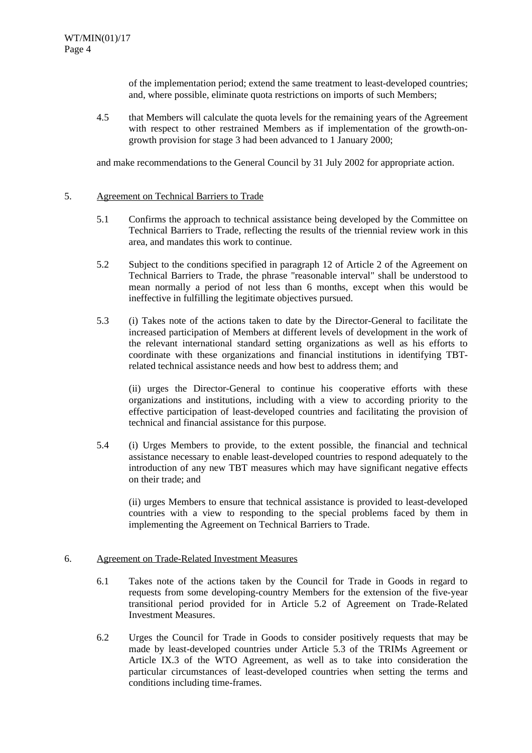of the implementation period; extend the same treatment to least-developed countries; and, where possible, eliminate quota restrictions on imports of such Members;

4.5 that Members will calculate the quota levels for the remaining years of the Agreement with respect to other restrained Members as if implementation of the growth-on-growth provision for stage 3 had been advanced to 1 January 2000;

and make recommendations to the General Council by 31 July 2002 for appropriate action.

5. Agreement on Technical Barriers to Trade

5.1 Confirms the approach to technical assistance being developed by the Committee on Technical Barriers to Trade, reflecting the results of the triennial review work in this area, and mandates this work to continue.

5.2 Subject to the conditions specified in paragraph 12 of Article 2 of the Agreement on Technical Barriers to Trade, the phrase "reasonable interval" shall be understood to mean normally a period of not less than 6 months, except when this would be ineffective in fulfilling the legitimate objectives pursued.

5.3 (i) Takes note of the actions taken to date by the Director-General to facilitate the increased participation of Members at different levels of development in the work of the relevant international standard setting organizations as well as his efforts to coordinate with these organizations and financial institutions in identifying TBT-related technical assistance needs and how best to address them; and

(ii) urges the Director-General to continue his cooperative efforts with these organizations and institutions, including with a view to according priority to the effective participation of least-developed countries and facilitating the provision of technical and financial assistance for this purpose.

5.4 (i) Urges Members to provide, to the extent possible, the financial and technical assistance necessary to enable least-developed countries to respond adequately to the introduction of any new TBT measures which may have significant negative effects on their trade; and

(ii) urges Members to ensure that technical assistance is provided to least-developed countries with a view to responding to the special problems faced by them in implementing the Agreement on Technical Barriers to Trade.

6. Agreement on Trade-Related Investment Measures

6.1 Takes note of the actions taken by the Council for Trade in Goods in regard to requests from some developing-country Members for the extension of the five-year transitional period provided for in Article 5.2 of Agreement on Trade-Related Investment Measures.

6.2 Urges the Council for Trade in Goods to consider positively requests that may be made by least-developed countries under Article 5.3 of the TRIMs Agreement or Article IX.3 of the WTO Agreement, as well as to take into consideration the particular circumstances of least-developed countries when setting the terms and conditions including time-frames.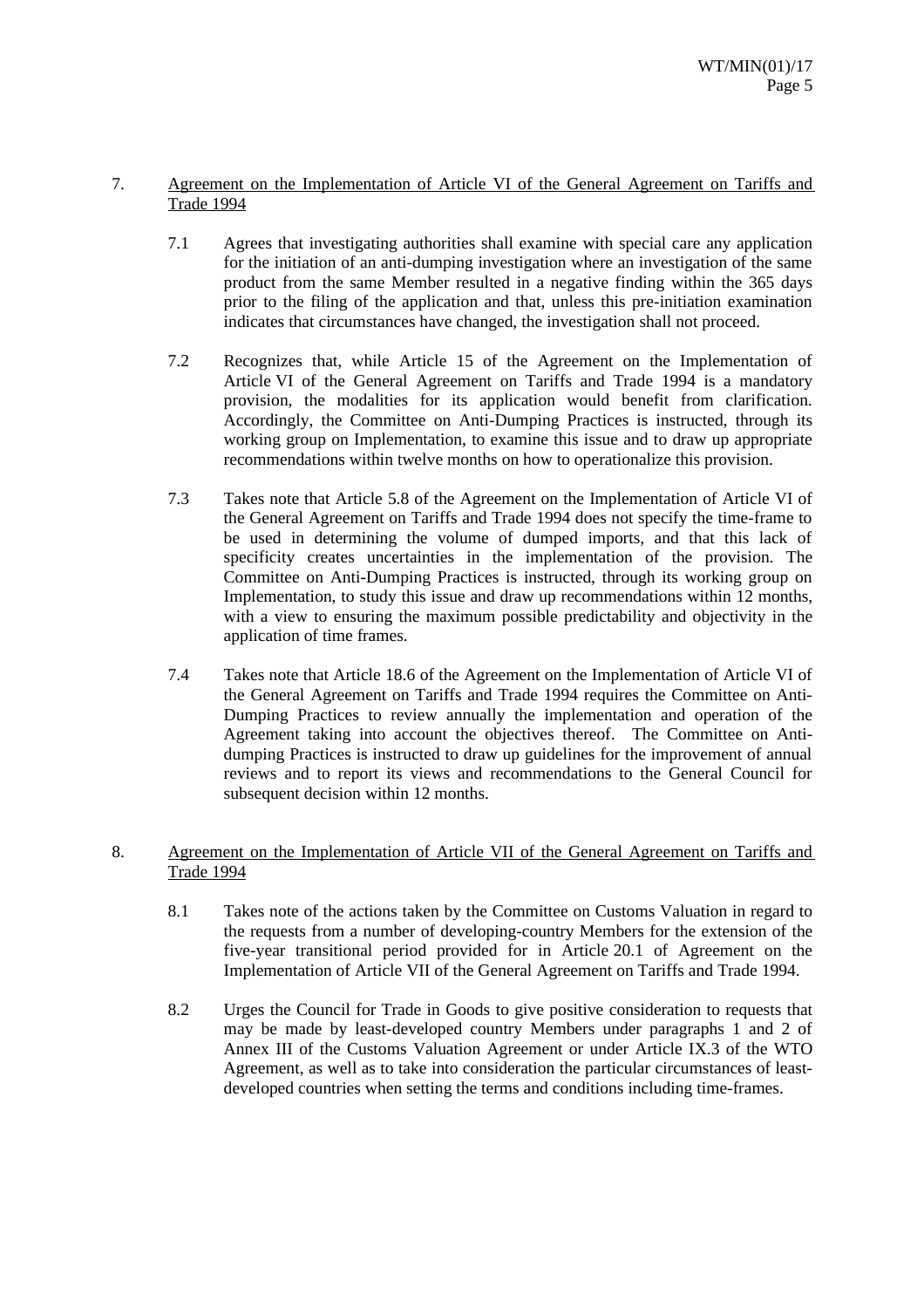7. <u>Agreement on the Implementation of Article VI of the General Agreement on Tariffs and Trade 1994</u>

   7.1 Agrees that investigating authorities shall examine with special care any application for the initiation of an anti-dumping investigation where an investigation of the same product from the same Member resulted in a negative finding within the 365 days prior to the filing of the application and that, unless this pre-initiation examination indicates that circumstances have changed, the investigation shall not proceed.

   7.2 Recognizes that, while Article 15 of the Agreement on the Implementation of Article VI of the General Agreement on Tariffs and Trade 1994 is a mandatory provision, the modalities for its application would benefit from clarification. Accordingly, the Committee on Anti-Dumping Practices is instructed, through its working group on Implementation, to examine this issue and to draw up appropriate recommendations within twelve months on how to operationalize this provision.

   7.3 Takes note that Article 5.8 of the Agreement on the Implementation of Article VI of the General Agreement on Tariffs and Trade 1994 does not specify the time-frame to be used in determining the volume of dumped imports, and that this lack of specificity creates uncertainties in the implementation of the provision. The Committee on Anti-Dumping Practices is instructed, through its working group on Implementation, to study this issue and draw up recommendations within 12 months, with a view to ensuring the maximum possible predictability and objectivity in the application of time frames.

   7.4 Takes note that Article 18.6 of the Agreement on the Implementation of Article VI of the General Agreement on Tariffs and Trade 1994 requires the Committee on Anti-Dumping Practices to review annually the implementation and operation of the Agreement taking into account the objectives thereof. The Committee on Anti-dumping Practices is instructed to draw up guidelines for the improvement of annual reviews and to report its views and recommendations to the General Council for subsequent decision within 12 months.

8. <u>Agreement on the Implementation of Article VII of the General Agreement on Tariffs and Trade 1994</u>

   8.1 Takes note of the actions taken by the Committee on Customs Valuation in regard to the requests from a number of developing-country Members for the extension of the five-year transitional period provided for in Article 20.1 of Agreement on the Implementation of Article VII of the General Agreement on Tariffs and Trade 1994.

   8.2 Urges the Council for Trade in Goods to give positive consideration to requests that may be made by least-developed country Members under paragraphs 1 and 2 of Annex III of the Customs Valuation Agreement or under Article IX.3 of the WTO Agreement, as well as to take into consideration the particular circumstances of least-developed countries when setting the terms and conditions including time-frames.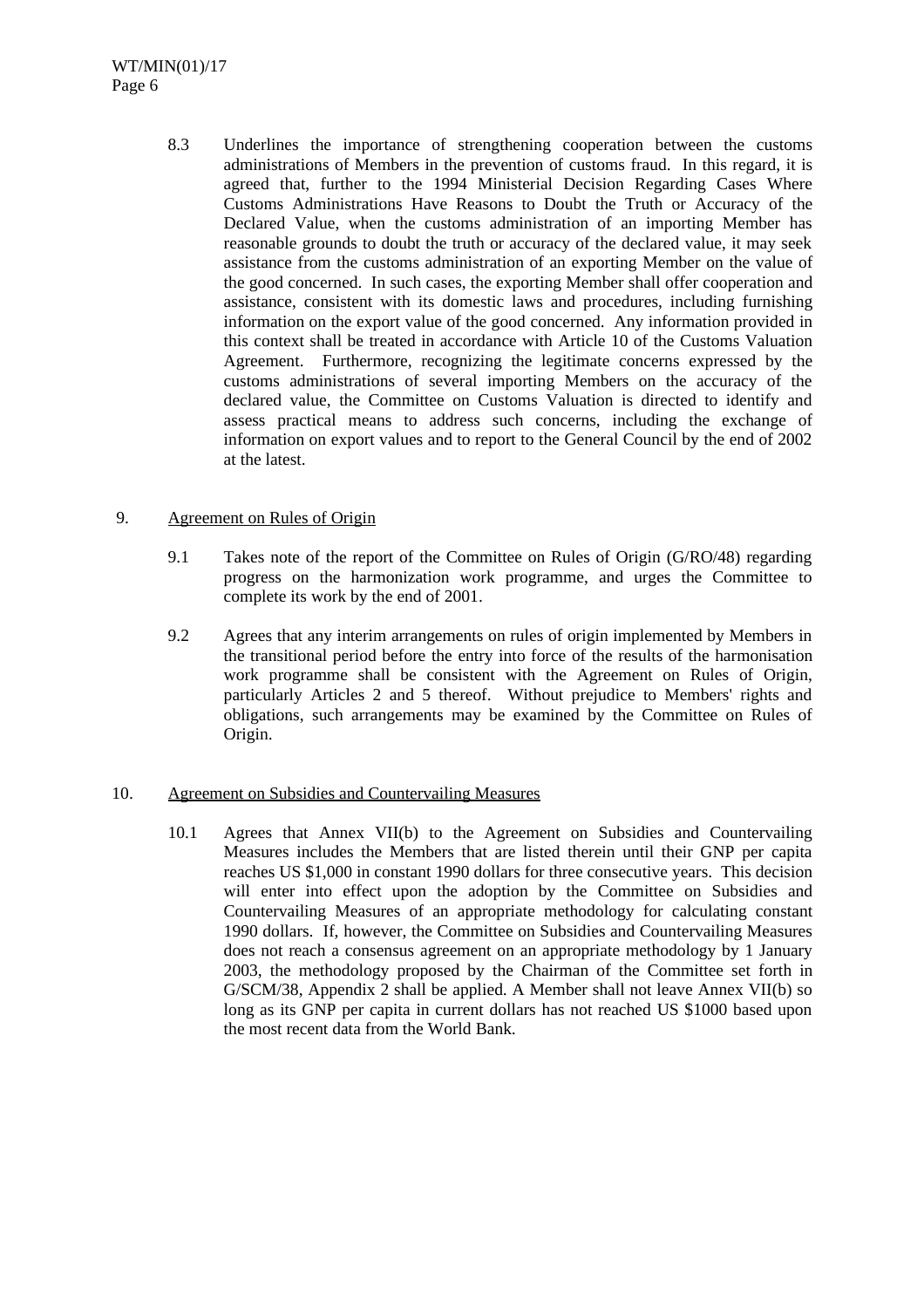8.3 Underlines the importance of strengthening cooperation between the customs administrations of Members in the prevention of customs fraud. In this regard, it is agreed that, further to the 1994 Ministerial Decision Regarding Cases Where Customs Administrations Have Reasons to Doubt the Truth or Accuracy of the Declared Value, when the customs administration of an importing Member has reasonable grounds to doubt the truth or accuracy of the declared value, it may seek assistance from the customs administration of an exporting Member on the value of the good concerned. In such cases, the exporting Member shall offer cooperation and assistance, consistent with its domestic laws and procedures, including furnishing information on the export value of the good concerned. Any information provided in this context shall be treated in accordance with Article 10 of the Customs Valuation Agreement. Furthermore, recognizing the legitimate concerns expressed by the customs administrations of several importing Members on the accuracy of the declared value, the Committee on Customs Valuation is directed to identify and assess practical means to address such concerns, including the exchange of information on export values and to report to the General Council by the end of 2002 at the latest.

9. <u>Agreement on Rules of Origin</u>

9.1 Takes note of the report of the Committee on Rules of Origin (G/RO/48) regarding progress on the harmonization work programme, and urges the Committee to complete its work by the end of 2001.

9.2 Agrees that any interim arrangements on rules of origin implemented by Members in the transitional period before the entry into force of the results of the harmonisation work programme shall be consistent with the Agreement on Rules of Origin, particularly Articles 2 and 5 thereof. Without prejudice to Members' rights and obligations, such arrangements may be examined by the Committee on Rules of Origin.

10. <u>Agreement on Subsidies and Countervailing Measures</u>

10.1 Agrees that Annex VII(b) to the Agreement on Subsidies and Countervailing Measures includes the Members that are listed therein until their GNP per capita reaches US $1,000 in constant 1990 dollars for three consecutive years. This decision will enter into effect upon the adoption by the Committee on Subsidies and Countervailing Measures of an appropriate methodology for calculating constant 1990 dollars. If, however, the Committee on Subsidies and Countervailing Measures does not reach a consensus agreement on an appropriate methodology by 1 January 2003, the methodology proposed by the Chairman of the Committee set forth in G/SCM/38, Appendix 2 shall be applied. A Member shall not leave Annex VII(b) so long as its GNP per capita in current dollars has not reached US $1000 based upon the most recent data from the World Bank.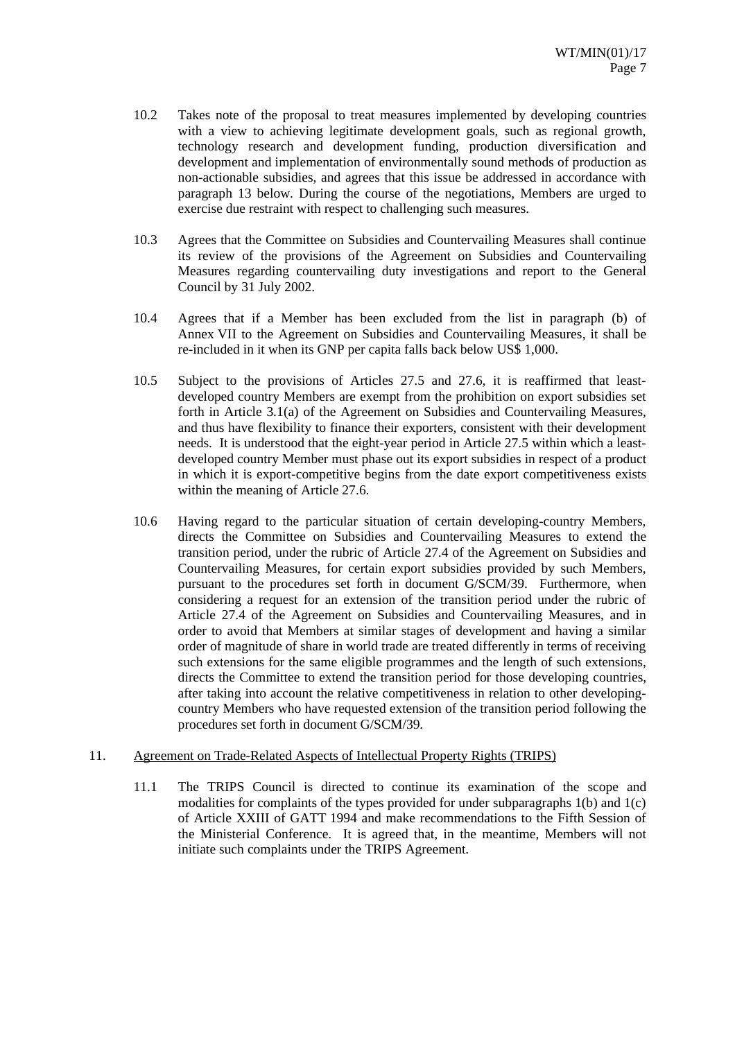10.2 Takes note of the proposal to treat measures implemented by developing countries with a view to achieving legitimate development goals, such as regional growth, technology research and development funding, production diversification and development and implementation of environmentally sound methods of production as non-actionable subsidies, and agrees that this issue be addressed in accordance with paragraph 13 below. During the course of the negotiations, Members are urged to exercise due restraint with respect to challenging such measures.

10.3 Agrees that the Committee on Subsidies and Countervailing Measures shall continue its review of the provisions of the Agreement on Subsidies and Countervailing Measures regarding countervailing duty investigations and report to the General Council by 31 July 2002.

10.4 Agrees that if a Member has been excluded from the list in paragraph (b) of Annex VII to the Agreement on Subsidies and Countervailing Measures, it shall be re-included in it when its GNP per capita falls back below US$ 1,000.

10.5 Subject to the provisions of Articles 27.5 and 27.6, it is reaffirmed that least-developed country Members are exempt from the prohibition on export subsidies set forth in Article 3.1(a) of the Agreement on Subsidies and Countervailing Measures, and thus have flexibility to finance their exporters, consistent with their development needs. It is understood that the eight-year period in Article 27.5 within which a least-developed country Member must phase out its export subsidies in respect of a product in which it is export-competitive begins from the date export competitiveness exists within the meaning of Article 27.6.

10.6 Having regard to the particular situation of certain developing-country Members, directs the Committee on Subsidies and Countervailing Measures to extend the transition period, under the rubric of Article 27.4 of the Agreement on Subsidies and Countervailing Measures, for certain export subsidies provided by such Members, pursuant to the procedures set forth in document G/SCM/39. Furthermore, when considering a request for an extension of the transition period under the rubric of Article 27.4 of the Agreement on Subsidies and Countervailing Measures, and in order to avoid that Members at similar stages of development and having a similar order of magnitude of share in world trade are treated differently in terms of receiving such extensions for the same eligible programmes and the length of such extensions, directs the Committee to extend the transition period for those developing countries, after taking into account the relative competitiveness in relation to other developing-country Members who have requested extension of the transition period following the procedures set forth in document G/SCM/39.

11. Agreement on Trade-Related Aspects of Intellectual Property Rights (TRIPS)

11.1 The TRIPS Council is directed to continue its examination of the scope and modalities for complaints of the types provided for under subparagraphs 1(b) and 1(c) of Article XXIII of GATT 1994 and make recommendations to the Fifth Session of the Ministerial Conference. It is agreed that, in the meantime, Members will not initiate such complaints under the TRIPS Agreement.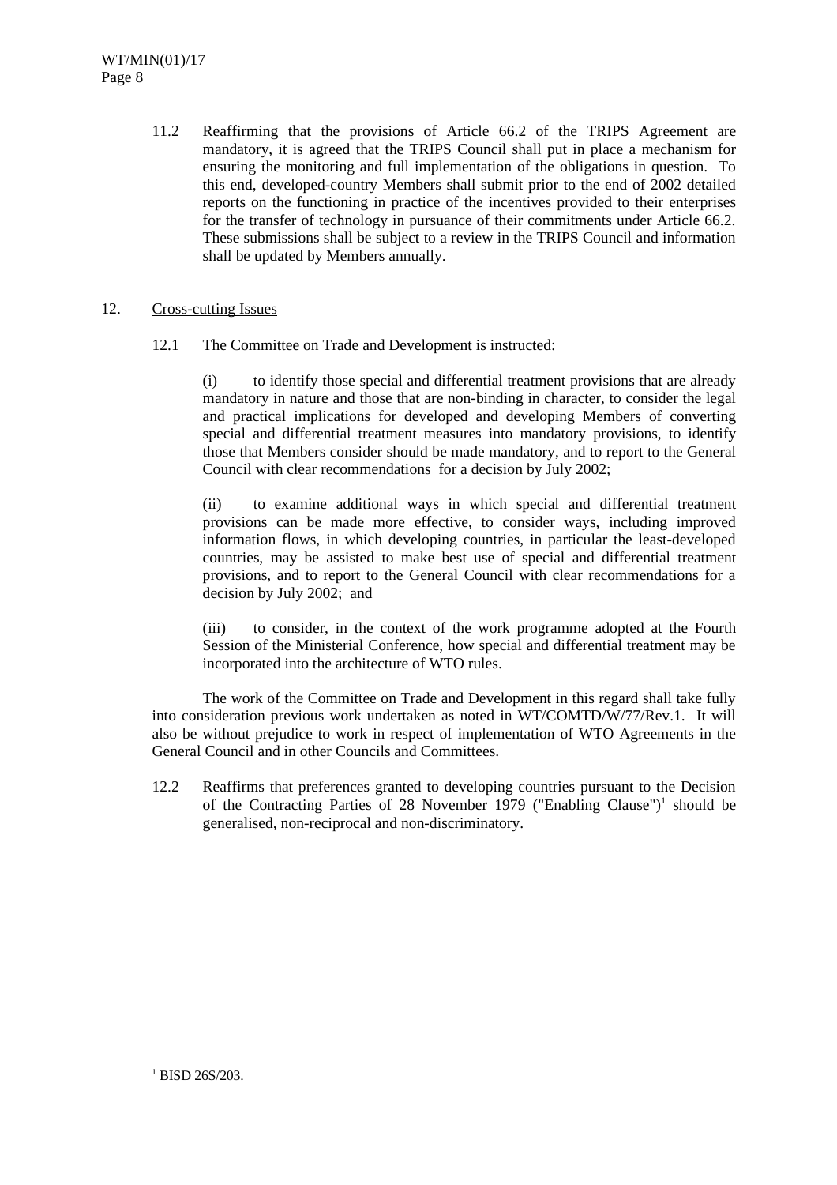11.2 Reaffirming that the provisions of Article 66.2 of the TRIPS Agreement are mandatory, it is agreed that the TRIPS Council shall put in place a mechanism for ensuring the monitoring and full implementation of the obligations in question. To this end, developed-country Members shall submit prior to the end of 2002 detailed reports on the functioning in practice of the incentives provided to their enterprises for the transfer of technology in pursuance of their commitments under Article 66.2. These submissions shall be subject to a review in the TRIPS Council and information shall be updated by Members annually.

12. Cross-cutting Issues

12.1 The Committee on Trade and Development is instructed:

(i) to identify those special and differential treatment provisions that are already mandatory in nature and those that are non-binding in character, to consider the legal and practical implications for developed and developing Members of converting special and differential treatment measures into mandatory provisions, to identify those that Members consider should be made mandatory, and to report to the General Council with clear recommendations for a decision by July 2002;

(ii) to examine additional ways in which special and differential treatment provisions can be made more effective, to consider ways, including improved information flows, in which developing countries, in particular the least-developed countries, may be assisted to make best use of special and differential treatment provisions, and to report to the General Council with clear recommendations for a decision by July 2002; and

(iii) to consider, in the context of the work programme adopted at the Fourth Session of the Ministerial Conference, how special and differential treatment may be incorporated into the architecture of WTO rules.

The work of the Committee on Trade and Development in this regard shall take fully into consideration previous work undertaken as noted in WT/COMTD/W/77/Rev.1. It will also be without prejudice to work in respect of implementation of WTO Agreements in the General Council and in other Councils and Committees.

12.2 Reaffirms that preferences granted to developing countries pursuant to the Decision of the Contracting Parties of 28 November 1979 ("Enabling Clause")[1] should be generalised, non-reciprocal and non-discriminatory.

[1] BISD 26S/203.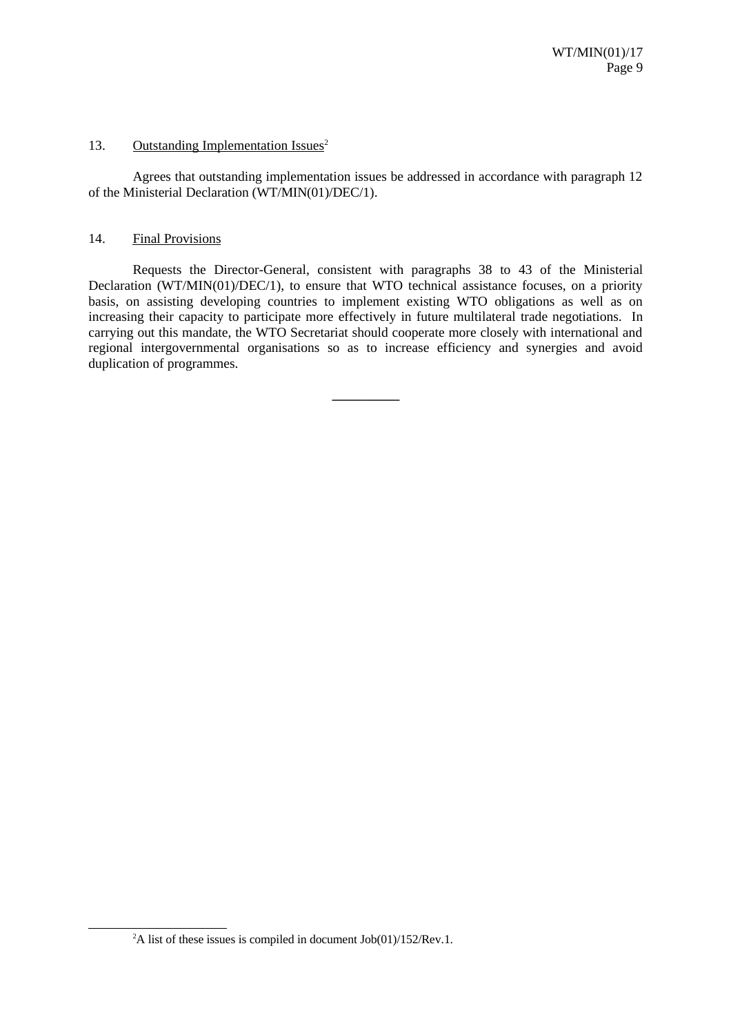13. Outstanding Implementation Issues[2]

Agrees that outstanding implementation issues be addressed in accordance with paragraph 12 of the Ministerial Declaration (WT/MIN(01)/DEC/1).

14. Final Provisions

Requests the Director-General, consistent with paragraphs 38 to 43 of the Ministerial Declaration (WT/MIN(01)/DEC/1), to ensure that WTO technical assistance focuses, on a priority basis, on assisting developing countries to implement existing WTO obligations as well as on increasing their capacity to participate more effectively in future multilateral trade negotiations. In carrying out this mandate, the WTO Secretariat should cooperate more closely with international and regional intergovernmental organisations so as to increase efficiency and synergies and avoid duplication of programmes.

__________

[2] A list of these issues is compiled in document Job(01)/152/Rev.1.